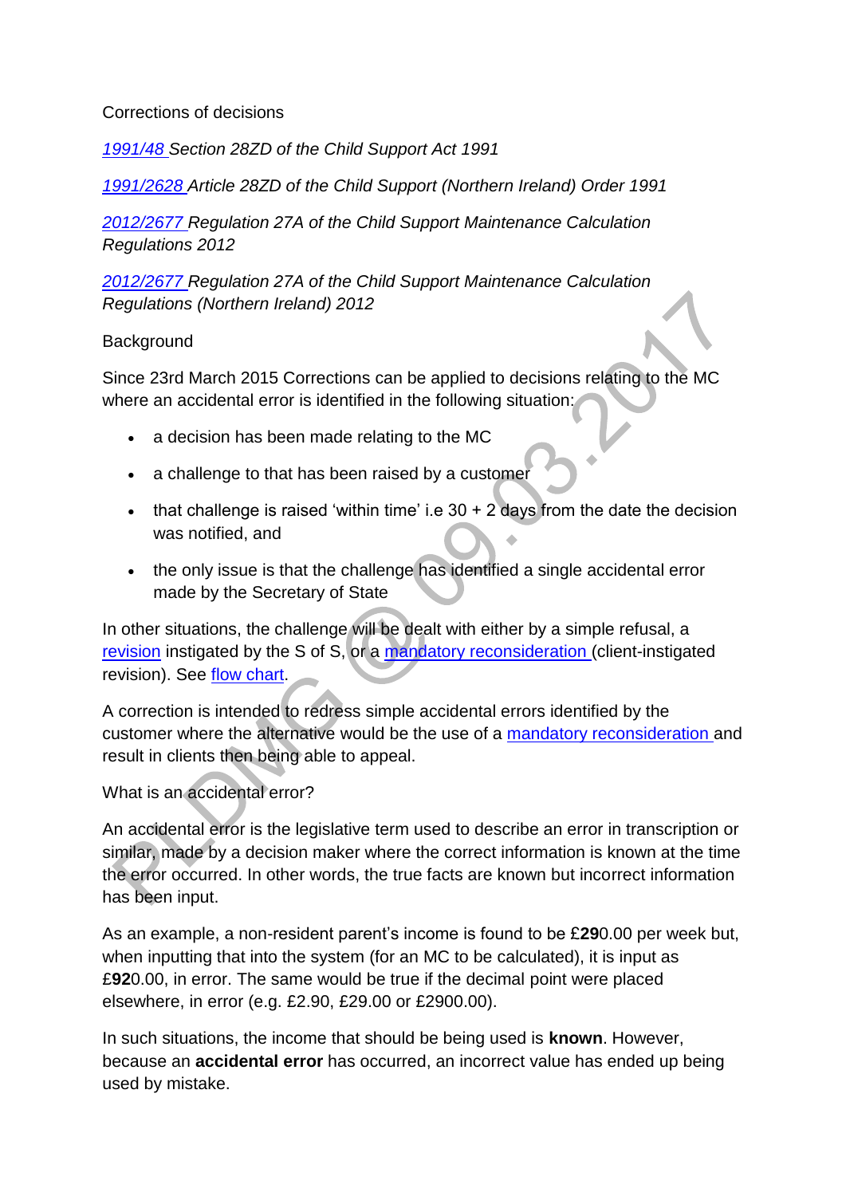Corrections of decisions

*1991/48 Section 28ZD of the Child Support Act 1991*

*1991/2628 Article 28ZD of the Child Support (Northern Ireland) Order 1991*

*2012/2677 Regulation 27A of the Child Support Maintenance Calculation Regulations 2012*

*2012/2677 Regulation 27A of the Child Support Maintenance Calculation Regulations (Northern Ireland) 2012*

Background

Since 23rd March 2015 Corrections can be applied to decisions relating to the MC where an accidental error is identified in the following situation:

- a decision has been made relating to the MC
- a challenge to that has been raised by a customer
- that challenge is raised 'within time' i.e 30 + 2 days from the date the decision was notified, and
- the only issue is that the challenge has identified a single accidental error made by the Secretary of State

In other situations, the challenge will be dealt with either by a simple refusal, a revision instigated by the S of S, or a mandatory reconsideration (client-instigated revision). See flow chart.

A correction is intended to redress simple accidental errors identified by the customer where the alternative would be the use of a mandatory reconsideration and result in clients then being able to appeal.

What is an accidental error?

An accidental error is the legislative term used to describe an error in transcription or similar, made by a decision maker where the correct information is known at the time the error occurred. In other words, the true facts are known but incorrect information has been input.

As an example, a non-resident parent's income is found to be £**29**0.00 per week but, when inputting that into the system (for an MC to be calculated), it is input as £**92**0.00, in error. The same would be true if the decimal point were placed elsewhere, in error (e.g. £2.90, £29.00 or £2900.00).

In such situations, the income that should be being used is **known**. However, because an **accidental error** has occurred, an incorrect value has ended up being used by mistake.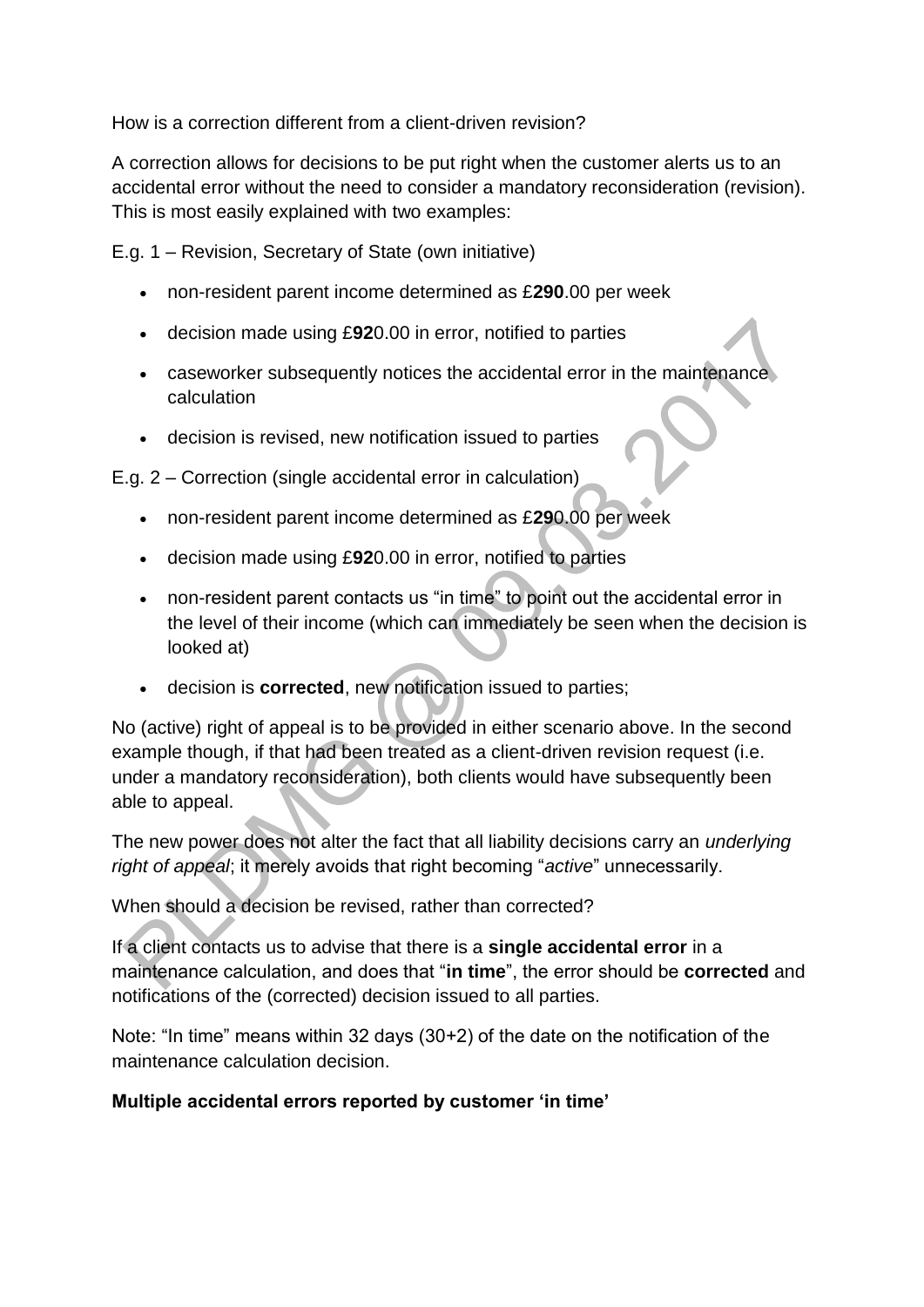How is a correction different from a client-driven revision?

A correction allows for decisions to be put right when the customer alerts us to an accidental error without the need to consider a mandatory reconsideration (revision). This is most easily explained with two examples:

E.g. 1 – Revision, Secretary of State (own initiative)

- non-resident parent income determined as £**290**.00 per week
- decision made using £**92**0.00 in error, notified to parties
- caseworker subsequently notices the accidental error in the maintenance calculation
- decision is revised, new notification issued to parties

E.g. 2 – Correction (single accidental error in calculation)

- non-resident parent income determined as £**29**0.00 per week
- decision made using £**92**0.00 in error, notified to parties
- non-resident parent contacts us "in time" to point out the accidental error in the level of their income (which can immediately be seen when the decision is looked at)
- decision is **corrected**, new notification issued to parties;

No (active) right of appeal is to be provided in either scenario above. In the second example though, if that had been treated as a client-driven revision request (i.e. under a mandatory reconsideration), both clients would have subsequently been able to appeal.

The new power does not alter the fact that all liability decisions carry an *underlying right of appeal*; it merely avoids that right becoming "*active*" unnecessarily.

When should a decision be revised, rather than corrected?

If a client contacts us to advise that there is a **single accidental error** in a maintenance calculation, and does that "**in time**", the error should be **corrected** and notifications of the (corrected) decision issued to all parties.

Note: "In time" means within 32 days (30+2) of the date on the notification of the maintenance calculation decision.

**Multiple accidental errors reported by customer 'in time'**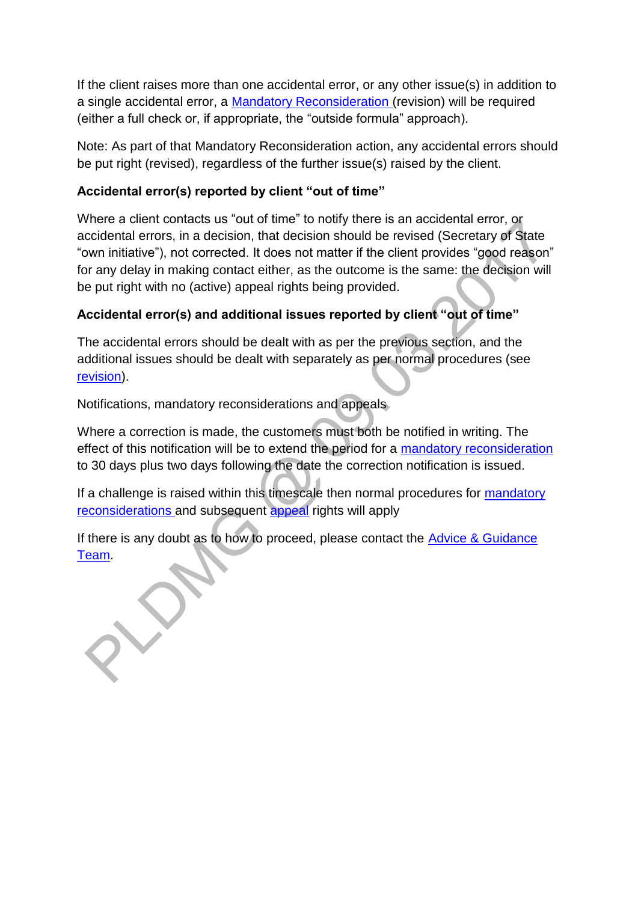If the client raises more than one accidental error, or any other issue(s) in addition to a single accidental error, a Mandatory Reconsideration (revision) will be required (either a full check or, if appropriate, the "outside formula" approach).

Note: As part of that Mandatory Reconsideration action, any accidental errors should be put right (revised), regardless of the further issue(s) raised by the client.

**Accidental error(s) reported by client "out of time"**

Where a client contacts us "out of time" to notify there is an accidental error, or accidental errors, in a decision, that decision should be revised (Secretary of State "own initiative"), not corrected. It does not matter if the client provides "good reason" for any delay in making contact either, as the outcome is the same: the decision will be put right with no (active) appeal rights being provided.

**Accidental error(s) and additional issues reported by client "out of time"**

The accidental errors should be dealt with as per the previous section, and the additional issues should be dealt with separately as per normal procedures (see revision).

Notifications, mandatory reconsiderations and appeals

Where a correction is made, the customers must both be notified in writing. The effect of this notification will be to extend the period for a mandatory reconsideration to 30 days plus two days following the date the correction notification is issued.

If a challenge is raised within this timescale then normal procedures for mandatory reconsiderations and subsequent appeal rights will apply

If there is any doubt as to how to proceed, please contact the Advice & Guidance Team.